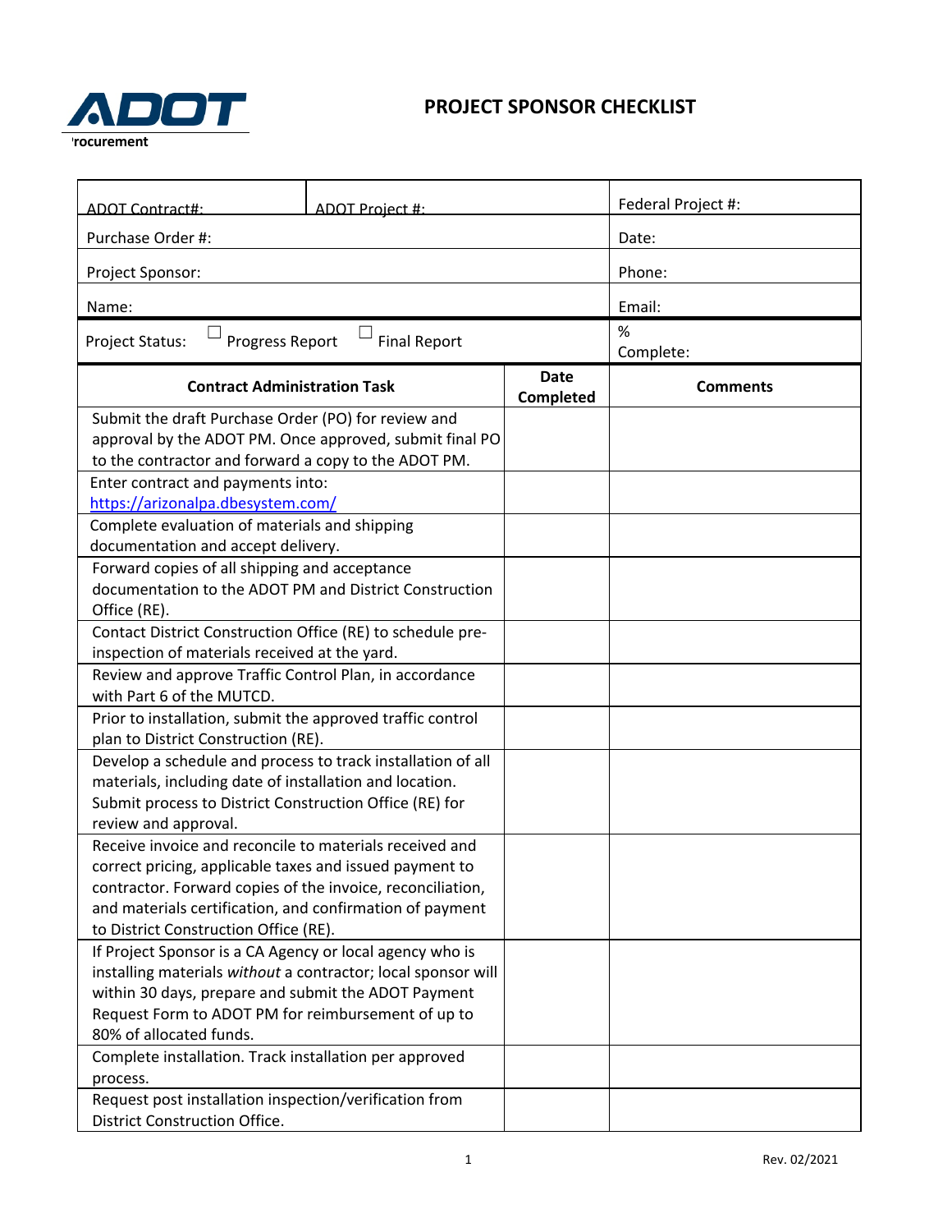ADOT

'rocurement

# PROJECT SPONSOR CHECKLIST

| ADOT Contract#: | ADOT Project #: | Federal Project #: |
|---|---|---|
| Purchase Order #: | | Date: |
| Project Sponsor: | | Phone: |
| Name: | | Email: |
| Project Status: ☐ Progress Report ☐ Final Report | | % Complete: |

| Contract Administration Task | Date Completed | Comments |
|---|---|---|
| Submit the draft Purchase Order (PO) for review and approval by the ADOT PM. Once approved, submit final PO to the contractor and forward a copy to the ADOT PM. | | |
| Enter contract and payments into: https://arizonalpa.dbesystem.com/ | | |
| Complete evaluation of materials and shipping documentation and accept delivery. | | |
| Forward copies of all shipping and acceptance documentation to the ADOT PM and District Construction Office (RE). | | |
| Contact District Construction Office (RE) to schedule pre-inspection of materials received at the yard. | | |
| Review and approve Traffic Control Plan, in accordance with Part 6 of the MUTCD. | | |
| Prior to installation, submit the approved traffic control plan to District Construction (RE). | | |
| Develop a schedule and process to track installation of all materials, including date of installation and location. Submit process to District Construction Office (RE) for review and approval. | | |
| Receive invoice and reconcile to materials received and correct pricing, applicable taxes and issued payment to contractor. Forward copies of the invoice, reconciliation, and materials certification, and confirmation of payment to District Construction Office (RE). | | |
| If Project Sponsor is a CA Agency or local agency who is installing materials *without* a contractor; local sponsor will within 30 days, prepare and submit the ADOT Payment Request Form to ADOT PM for reimbursement of up to 80% of allocated funds. | | |
| Complete installation. Track installation per approved process. | | |
| Request post installation inspection/verification from District Construction Office. | | |

Rev. 02/2021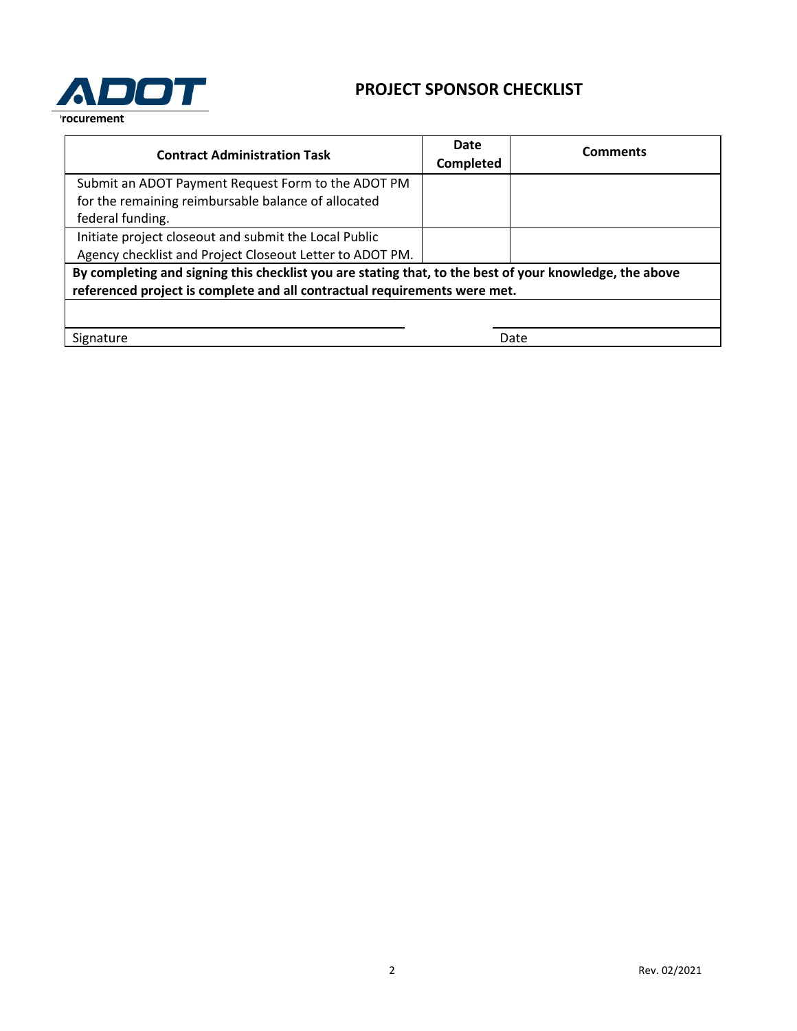ADOT

'rocurement

# PROJECT SPONSOR CHECKLIST

| Contract Administration Task | Date Completed | Comments |
| --- | --- | --- |
| Submit an ADOT Payment Request Form to the ADOT PM for the remaining reimbursable balance of allocated federal funding. | | |
| Initiate project closeout and submit the Local Public Agency checklist and Project Closeout Letter to ADOT PM. | | |

**By completing and signing this checklist you are stating that, to the best of your knowledge, the above referenced project is complete and all contractual requirements were met.**

Signature ______________________ Date ______________________